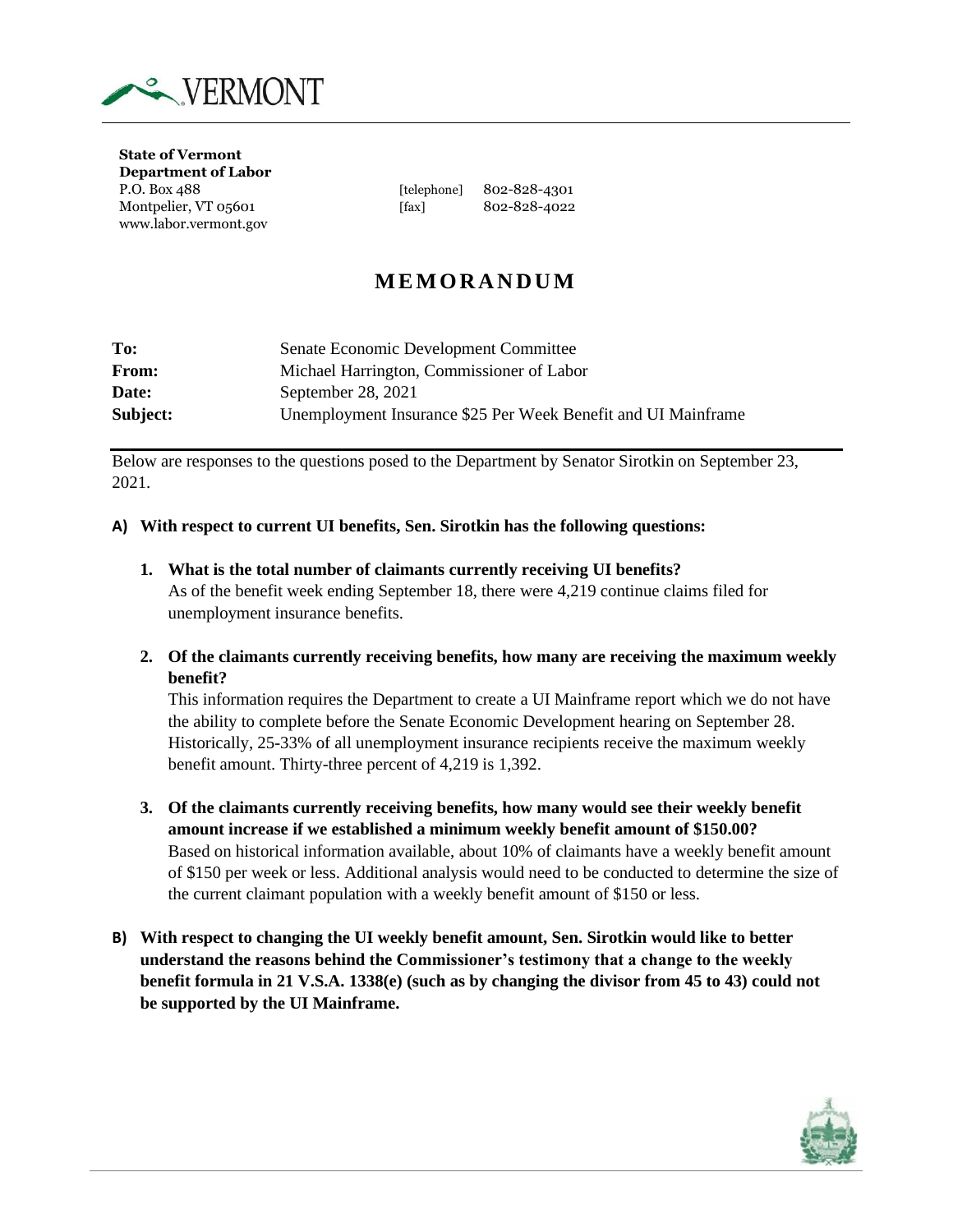VERMONT

**State of Vermont**
**Department of Labor**
P.O. Box 488
Montpelier, VT 05601
www.labor.vermont.gov

[telephone] 802-828-4301
[fax] 802-828-4022

# MEMORANDUM

| | |
|---|---|
| **To:** | Senate Economic Development Committee |
| **From:** | Michael Harrington, Commissioner of Labor |
| **Date:** | September 28, 2021 |
| **Subject:** | Unemployment Insurance $25 Per Week Benefit and UI Mainframe |

Below are responses to the questions posed to the Department by Senator Sirotkin on September 23, 2021.

**A) With respect to current UI benefits, Sen. Sirotkin has the following questions:**

1. **What is the total number of claimants currently receiving UI benefits?**
As of the benefit week ending September 18, there were 4,219 continue claims filed for unemployment insurance benefits.

2. **Of the claimants currently receiving benefits, how many are receiving the maximum weekly benefit?**
This information requires the Department to create a UI Mainframe report which we do not have the ability to complete before the Senate Economic Development hearing on September 28. Historically, 25-33% of all unemployment insurance recipients receive the maximum weekly benefit amount. Thirty-three percent of 4,219 is 1,392.

3. **Of the claimants currently receiving benefits, how many would see their weekly benefit amount increase if we established a minimum weekly benefit amount of $150.00?**
Based on historical information available, about 10% of claimants have a weekly benefit amount of $150 per week or less. Additional analysis would need to be conducted to determine the size of the current claimant population with a weekly benefit amount of $150 or less.

**B) With respect to changing the UI weekly benefit amount, Sen. Sirotkin would like to better understand the reasons behind the Commissioner's testimony that a change to the weekly benefit formula in 21 V.S.A. 1338(e) (such as by changing the divisor from 45 to 43) could not be supported by the UI Mainframe.**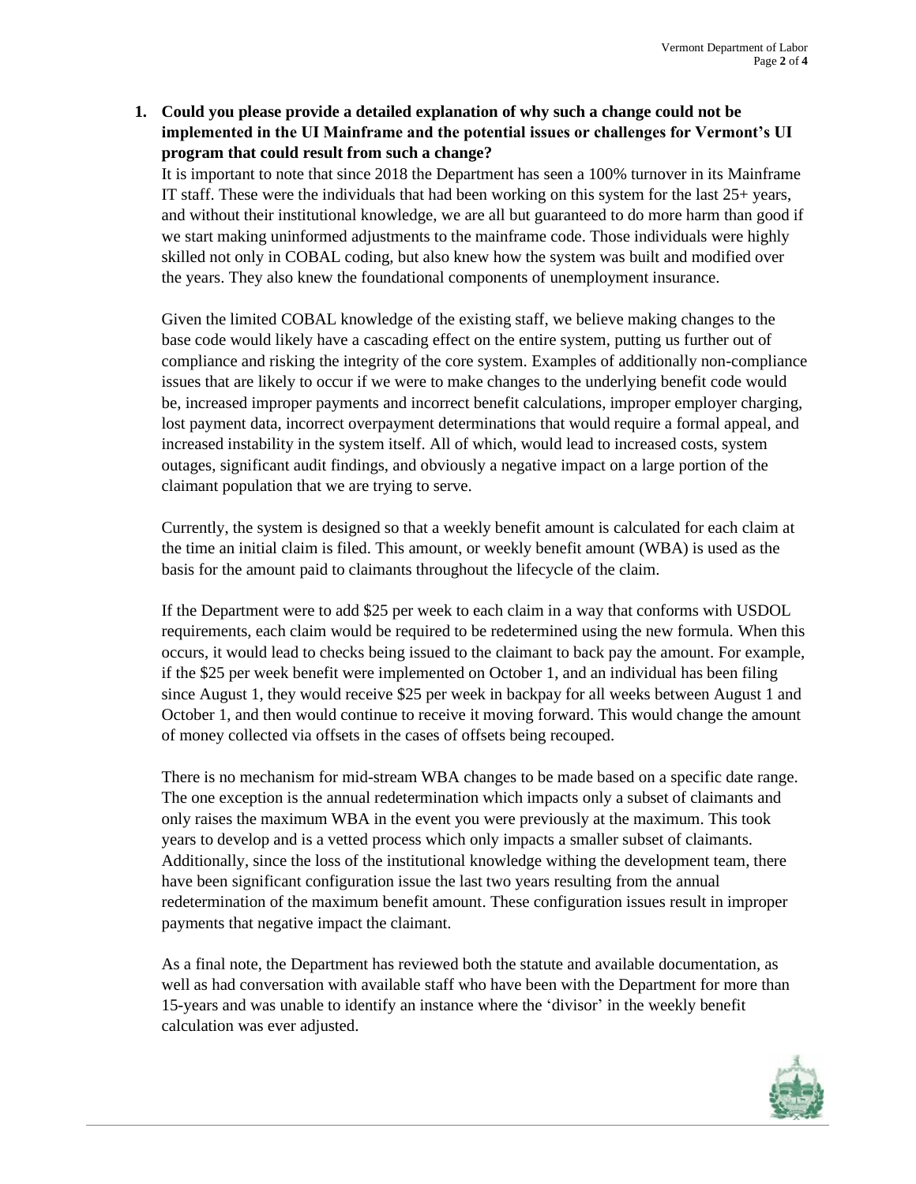1. **Could you please provide a detailed explanation of why such a change could not be implemented in the UI Mainframe and the potential issues or challenges for Vermont's UI program that could result from such a change?**

   It is important to note that since 2018 the Department has seen a 100% turnover in its Mainframe IT staff. These were the individuals that had been working on this system for the last 25+ years, and without their institutional knowledge, we are all but guaranteed to do more harm than good if we start making uninformed adjustments to the mainframe code. Those individuals were highly skilled not only in COBAL coding, but also knew how the system was built and modified over the years. They also knew the foundational components of unemployment insurance.

   Given the limited COBAL knowledge of the existing staff, we believe making changes to the base code would likely have a cascading effect on the entire system, putting us further out of compliance and risking the integrity of the core system. Examples of additionally non-compliance issues that are likely to occur if we were to make changes to the underlying benefit code would be, increased improper payments and incorrect benefit calculations, improper employer charging, lost payment data, incorrect overpayment determinations that would require a formal appeal, and increased instability in the system itself. All of which, would lead to increased costs, system outages, significant audit findings, and obviously a negative impact on a large portion of the claimant population that we are trying to serve.

   Currently, the system is designed so that a weekly benefit amount is calculated for each claim at the time an initial claim is filed. This amount, or weekly benefit amount (WBA) is used as the basis for the amount paid to claimants throughout the lifecycle of the claim.

   If the Department were to add $25 per week to each claim in a way that conforms with USDOL requirements, each claim would be required to be redetermined using the new formula. When this occurs, it would lead to checks being issued to the claimant to back pay the amount. For example, if the $25 per week benefit were implemented on October 1, and an individual has been filing since August 1, they would receive $25 per week in backpay for all weeks between August 1 and October 1, and then would continue to receive it moving forward. This would change the amount of money collected via offsets in the cases of offsets being recouped.

   There is no mechanism for mid-stream WBA changes to be made based on a specific date range. The one exception is the annual redetermination which impacts only a subset of claimants and only raises the maximum WBA in the event you were previously at the maximum. This took years to develop and is a vetted process which only impacts a smaller subset of claimants. Additionally, since the loss of the institutional knowledge withing the development team, there have been significant configuration issue the last two years resulting from the annual redetermination of the maximum benefit amount. These configuration issues result in improper payments that negative impact the claimant.

   As a final note, the Department has reviewed both the statute and available documentation, as well as had conversation with available staff who have been with the Department for more than 15-years and was unable to identify an instance where the 'divisor' in the weekly benefit calculation was ever adjusted.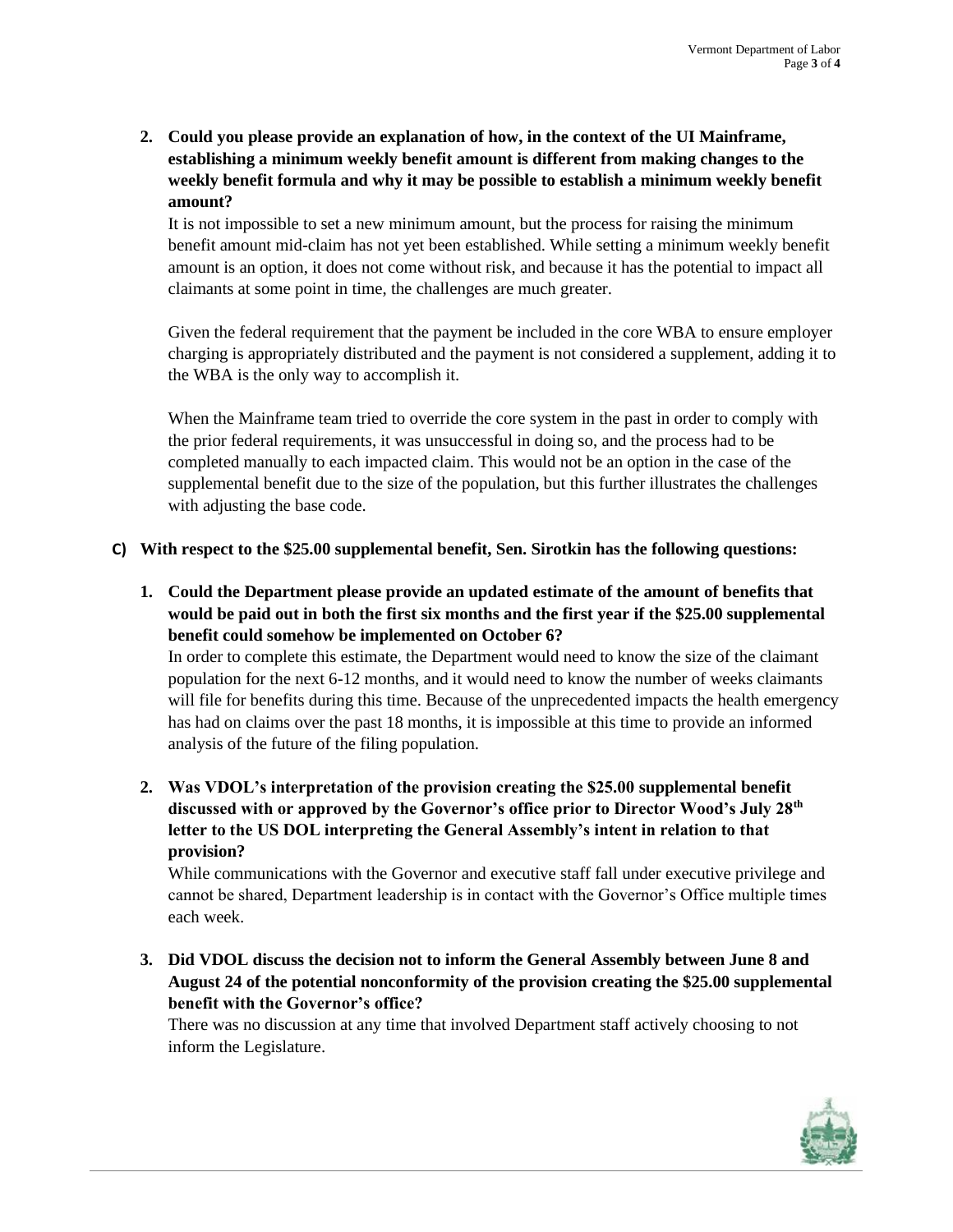**2. Could you please provide an explanation of how, in the context of the UI Mainframe, establishing a minimum weekly benefit amount is different from making changes to the weekly benefit formula and why it may be possible to establish a minimum weekly benefit amount?**

It is not impossible to set a new minimum amount, but the process for raising the minimum benefit amount mid-claim has not yet been established. While setting a minimum weekly benefit amount is an option, it does not come without risk, and because it has the potential to impact all claimants at some point in time, the challenges are much greater.

Given the federal requirement that the payment be included in the core WBA to ensure employer charging is appropriately distributed and the payment is not considered a supplement, adding it to the WBA is the only way to accomplish it.

When the Mainframe team tried to override the core system in the past in order to comply with the prior federal requirements, it was unsuccessful in doing so, and the process had to be completed manually to each impacted claim. This would not be an option in the case of the supplemental benefit due to the size of the population, but this further illustrates the challenges with adjusting the base code.

**C) With respect to the $25.00 supplemental benefit, Sen. Sirotkin has the following questions:**

**1. Could the Department please provide an updated estimate of the amount of benefits that would be paid out in both the first six months and the first year if the $25.00 supplemental benefit could somehow be implemented on October 6?**

In order to complete this estimate, the Department would need to know the size of the claimant population for the next 6-12 months, and it would need to know the number of weeks claimants will file for benefits during this time. Because of the unprecedented impacts the health emergency has had on claims over the past 18 months, it is impossible at this time to provide an informed analysis of the future of the filing population.

**2. Was VDOL's interpretation of the provision creating the $25.00 supplemental benefit discussed with or approved by the Governor's office prior to Director Wood's July 28th letter to the US DOL interpreting the General Assembly's intent in relation to that provision?**

While communications with the Governor and executive staff fall under executive privilege and cannot be shared, Department leadership is in contact with the Governor's Office multiple times each week.

**3. Did VDOL discuss the decision not to inform the General Assembly between June 8 and August 24 of the potential nonconformity of the provision creating the $25.00 supplemental benefit with the Governor's office?**

There was no discussion at any time that involved Department staff actively choosing to not inform the Legislature.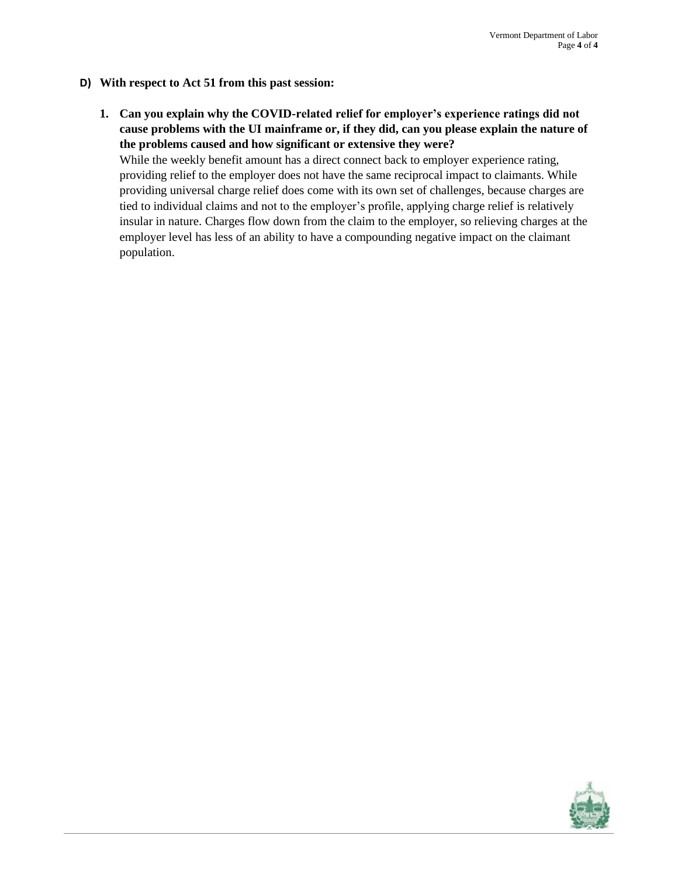**D) With respect to Act 51 from this past session:**

1. **Can you explain why the COVID-related relief for employer's experience ratings did not cause problems with the UI mainframe or, if they did, can you please explain the nature of the problems caused and how significant or extensive they were?**
   While the weekly benefit amount has a direct connect back to employer experience rating, providing relief to the employer does not have the same reciprocal impact to claimants. While providing universal charge relief does come with its own set of challenges, because charges are tied to individual claims and not to the employer's profile, applying charge relief is relatively insular in nature. Charges flow down from the claim to the employer, so relieving charges at the employer level has less of an ability to have a compounding negative impact on the claimant population.